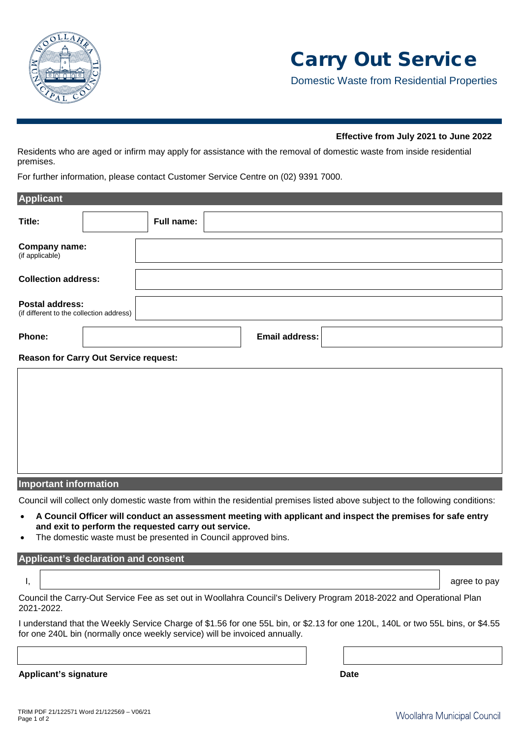# Carry Out Service

Domestic Waste from Residential Properties

**Effective from July 2021 to June 2022**

Residents who are aged or infirm may apply for assistance with the removal of domestic waste from inside residential premises.

For further information, please contact Customer Service Centre on (02) 9391 7000.

## Applicant

| | | | |
|---|---|---|---|
| **Title:** | | **Full name:** | |
| **Company name:** (if applicable) | | | |
| **Collection address:** | | | |
| **Postal address:** (if different to the collection address) | | | |
| **Phone:** | | **Email address:** | |

**Reason for Carry Out Service request:**

## Important information

Council will collect only domestic waste from within the residential premises listed above subject to the following conditions:

- **A Council Officer will conduct an assessment meeting with applicant and inspect the premises for safe entry and exit to perform the requested carry out service.**
- The domestic waste must be presented in Council approved bins.

## Applicant's declaration and consent

I, \_\_\_\_\_\_\_\_\_\_\_\_\_\_\_\_\_\_\_\_\_\_\_\_\_\_\_\_\_\_\_\_ agree to pay Council the Carry-Out Service Fee as set out in Woollahra Council's Delivery Program 2018-2022 and Operational Plan 2021-2022.

I understand that the Weekly Service Charge of $1.56 for one 55L bin, or $2.13 for one 120L, 140L or two 55L bins, or $4.55 for one 240L bin (normally once weekly service) will be invoiced annually.

**Applicant's signature** **Date**

TRIM PDF 21/122571 Word 21/122569 – V06/21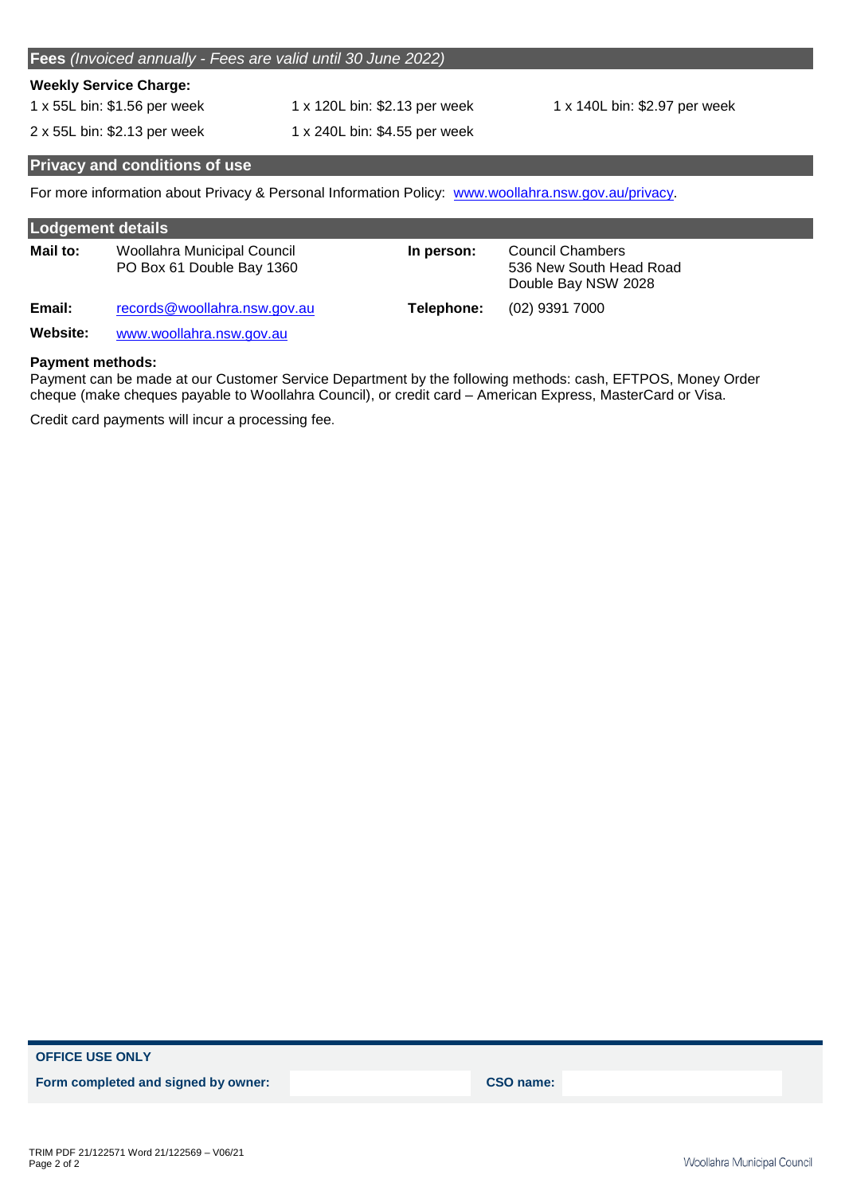## **Fees** *(Invoiced annually - Fees are valid until 30 June 2022)*

**Weekly Service Charge:**

1 x 55L bin: $1.56 per week

2 x 55L bin: $2.13 per week

1 x 120L bin: $2.13 per week

1 x 240L bin: $4.55 per week

1 x 140L bin: $2.97 per week

## Privacy and conditions of use

For more information about Privacy & Personal Information Policy: www.woollahra.nsw.gov.au/privacy.

## Lodgement details

| | | | |
|---|---|---|---|
| **Mail to:** | Woollahra Municipal Council<br>PO Box 61 Double Bay 1360 | **In person:** | Council Chambers<br>536 New South Head Road<br>Double Bay NSW 2028 |
| **Email:** | records@woollahra.nsw.gov.au | **Telephone:** | (02) 9391 7000 |
| **Website:** | www.woollahra.nsw.gov.au | | |

**Payment methods:**

Payment can be made at our Customer Service Department by the following methods: cash, EFTPOS, Money Order cheque (make cheques payable to Woollahra Council), or credit card – American Express, MasterCard or Visa.

Credit card payments will incur a processing fee.

**OFFICE USE ONLY**

| | | | |
|---|---|---|---|
| **Form completed and signed by owner:** | | **CSO name:** | |

TRIM PDF 21/122571 Word 21/122569 – V06/21